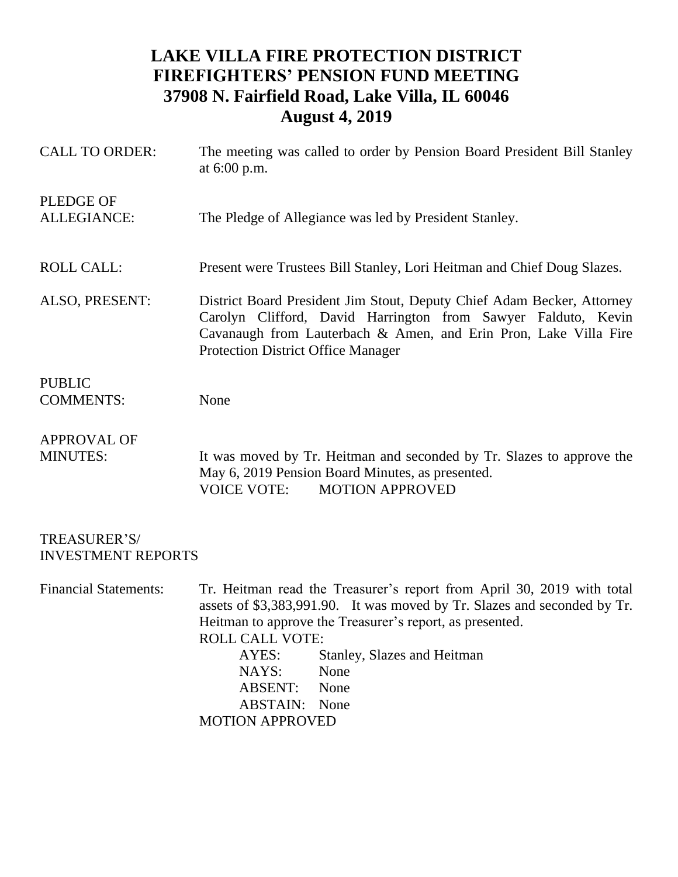# LAKE VILLA FIRE PROTECTION DISTRICT
# FIREFIGHTERS' PENSION FUND MEETING
# 37908 N. Fairfield Road, Lake Villa, IL 60046
# August 4, 2019

CALL TO ORDER: The meeting was called to order by Pension Board President Bill Stanley at 6:00 p.m.

PLEDGE OF ALLEGIANCE: The Pledge of Allegiance was led by President Stanley.

ROLL CALL: Present were Trustees Bill Stanley, Lori Heitman and Chief Doug Slazes.

ALSO, PRESENT: District Board President Jim Stout, Deputy Chief Adam Becker, Attorney Carolyn Clifford, David Harrington from Sawyer Falduto, Kevin Cavanaugh from Lauterbach & Amen, and Erin Pron, Lake Villa Fire Protection District Office Manager

PUBLIC COMMENTS: None

APPROVAL OF MINUTES: It was moved by Tr. Heitman and seconded by Tr. Slazes to approve the May 6, 2019 Pension Board Minutes, as presented.
VOICE VOTE: MOTION APPROVED

TREASURER'S/ INVESTMENT REPORTS

Financial Statements: Tr. Heitman read the Treasurer's report from April 30, 2019 with total assets of $3,383,991.90. It was moved by Tr. Slazes and seconded by Tr. Heitman to approve the Treasurer's report, as presented.
ROLL CALL VOTE:
AYES: Stanley, Slazes and Heitman
NAYS: None
ABSENT: None
ABSTAIN: None
MOTION APPROVED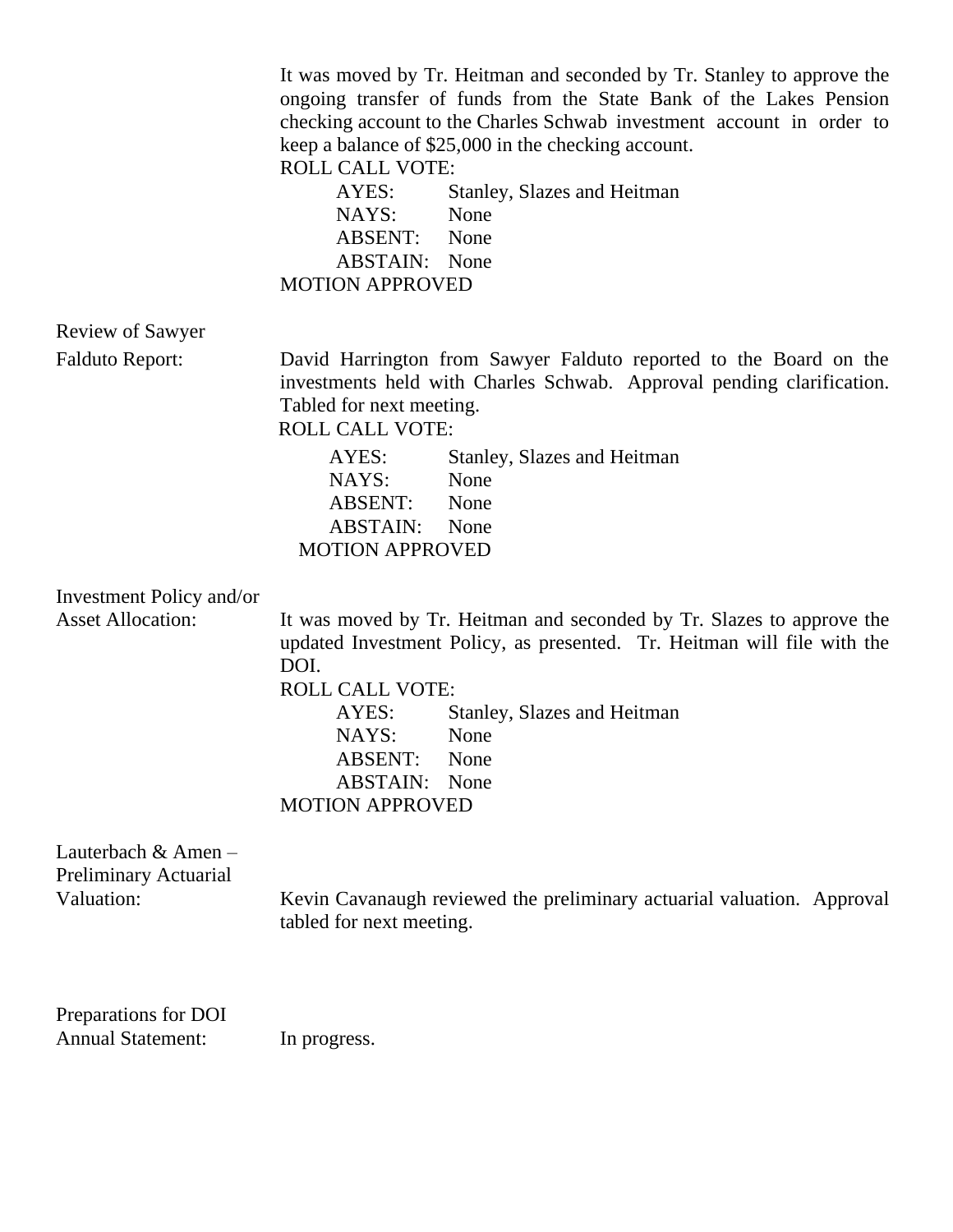It was moved by Tr. Heitman and seconded by Tr. Stanley to approve the ongoing transfer of funds from the State Bank of the Lakes Pension checking account to the Charles Schwab investment account in order to keep a balance of $25,000 in the checking account.

ROLL CALL VOTE:

AYES: Stanley, Slazes and Heitman
NAYS: None
ABSENT: None
ABSTAIN: None

MOTION APPROVED

**Review of Sawyer Falduto Report:**

David Harrington from Sawyer Falduto reported to the Board on the investments held with Charles Schwab. Approval pending clarification. Tabled for next meeting.

ROLL CALL VOTE:

AYES: Stanley, Slazes and Heitman
NAYS: None
ABSENT: None
ABSTAIN: None

MOTION APPROVED

**Investment Policy and/or Asset Allocation:**

It was moved by Tr. Heitman and seconded by Tr. Slazes to approve the updated Investment Policy, as presented. Tr. Heitman will file with the DOI.

ROLL CALL VOTE:

AYES: Stanley, Slazes and Heitman
NAYS: None
ABSENT: None
ABSTAIN: None

MOTION APPROVED

**Lauterbach & Amen – Preliminary Actuarial Valuation:**

Kevin Cavanaugh reviewed the preliminary actuarial valuation. Approval tabled for next meeting.

**Preparations for DOI Annual Statement:**

In progress.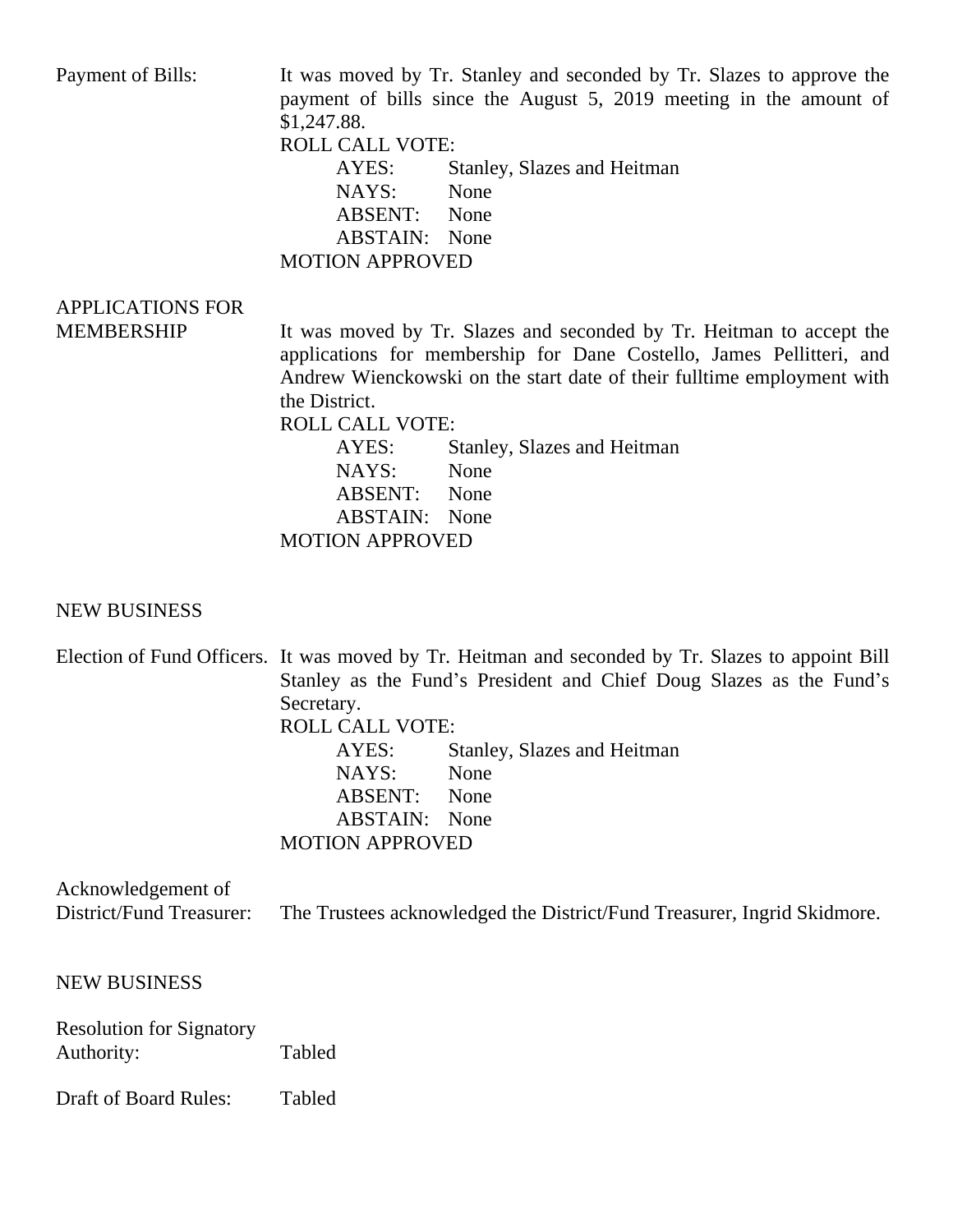**Payment of Bills:** It was moved by Tr. Stanley and seconded by Tr. Slazes to approve the payment of bills since the August 5, 2019 meeting in the amount of $1,247.88.

ROLL CALL VOTE:

- AYES: Stanley, Slazes and Heitman
- NAYS: None
- ABSENT: None
- ABSTAIN: None

MOTION APPROVED

**APPLICATIONS FOR MEMBERSHIP** It was moved by Tr. Slazes and seconded by Tr. Heitman to accept the applications for membership for Dane Costello, James Pellitteri, and Andrew Wienckowski on the start date of their fulltime employment with the District.

ROLL CALL VOTE:

- AYES: Stanley, Slazes and Heitman
- NAYS: None
- ABSENT: None
- ABSTAIN: None

MOTION APPROVED

## NEW BUSINESS

**Election of Fund Officers.** It was moved by Tr. Heitman and seconded by Tr. Slazes to appoint Bill Stanley as the Fund's President and Chief Doug Slazes as the Fund's Secretary.

ROLL CALL VOTE:

- AYES: Stanley, Slazes and Heitman
- NAYS: None
- ABSENT: None
- ABSTAIN: None

MOTION APPROVED

**Acknowledgement of District/Fund Treasurer:** The Trustees acknowledged the District/Fund Treasurer, Ingrid Skidmore.

## NEW BUSINESS

**Resolution for Signatory Authority:** Tabled

**Draft of Board Rules:** Tabled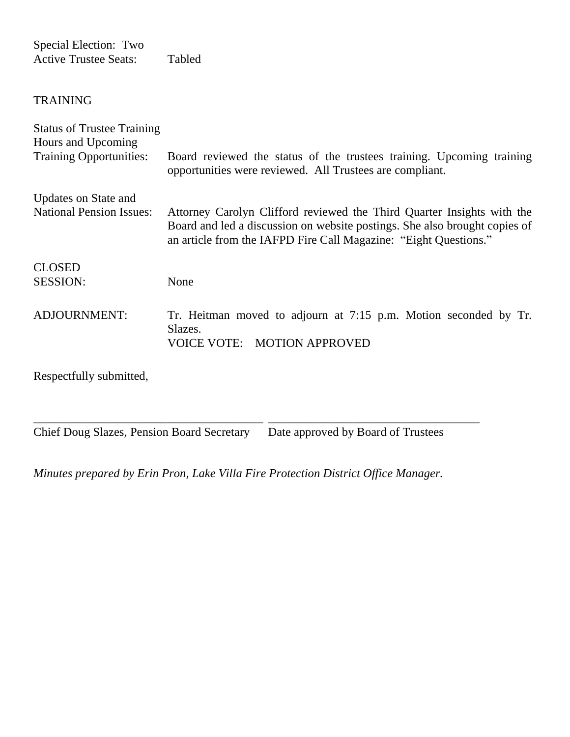Special Election: Two Active Trustee Seats: Tabled

TRAINING

Status of Trustee Training Hours and Upcoming Training Opportunities: Board reviewed the status of the trustees training. Upcoming training opportunities were reviewed. All Trustees are compliant.

Updates on State and National Pension Issues: Attorney Carolyn Clifford reviewed the Third Quarter Insights with the Board and led a discussion on website postings. She also brought copies of an article from the IAFPD Fire Call Magazine: "Eight Questions."

CLOSED SESSION: None

ADJOURNMENT: Tr. Heitman moved to adjourn at 7:15 p.m. Motion seconded by Tr. Slazes.
VOICE VOTE: MOTION APPROVED

Respectfully submitted,

\_\_\_\_\_\_\_\_\_\_\_\_\_\_\_\_\_\_\_\_\_\_\_\_\_\_\_\_\_\_\_\_\_\_\_\_\_\_ \_\_\_\_\_\_\_\_\_\_\_\_\_\_\_\_\_\_\_\_\_\_\_\_\_\_\_\_\_\_\_\_\_\_\_\_

Chief Doug Slazes, Pension Board Secretary    Date approved by Board of Trustees

*Minutes prepared by Erin Pron, Lake Villa Fire Protection District Office Manager.*